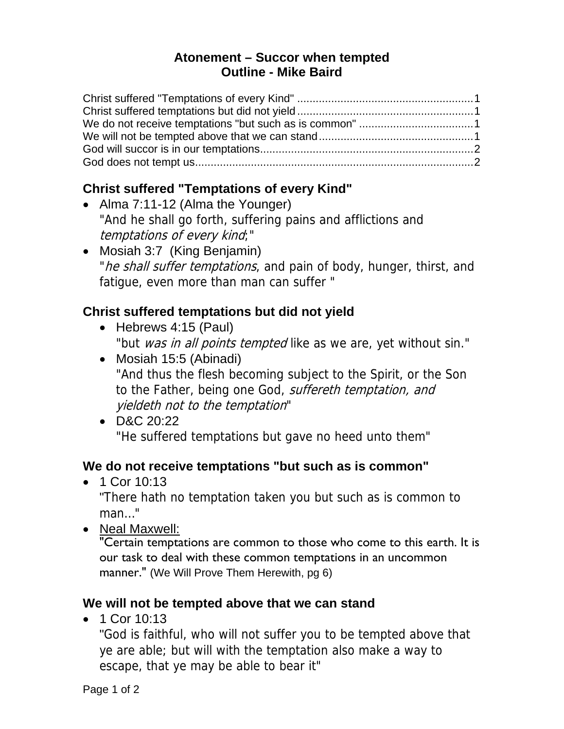# Atonement – Succor when tempted
## Outline - Mike Baird

Christ suffered "Temptations of every Kind" ........................................................1
Christ suffered temptations but did not yield ........................................................1
We do not receive temptations "but such as is common" ....................................1
We will not be tempted above that we can stand .................................................1
God will succor is in our temptations....................................................................2
God does not tempt us.........................................................................................2

### Christ suffered "Temptations of every Kind"

- Alma 7:11-12 (Alma the Younger)
  "And he shall go forth, suffering pains and afflictions and *temptations of every kind*;"
- Mosiah 3:7 (King Benjamin)
  "*he shall suffer temptations*, and pain of body, hunger, thirst, and fatigue, even more than man can suffer "

### Christ suffered temptations but did not yield

- Hebrews 4:15 (Paul)
  "but *was in all points tempted* like as we are, yet without sin."
- Mosiah 15:5 (Abinadi)
  "And thus the flesh becoming subject to the Spirit, or the Son to the Father, being one God, *suffereth temptation, and yieldeth not to the temptation*"
- D&C 20:22
  "He suffered temptations but gave no heed unto them"

### We do not receive temptations "but such as is common"

- 1 Cor 10:13
  "There hath no temptation taken you but such as is common to man..."
- Neal Maxwell:
  "Certain temptations are common to those who come to this earth. It is our task to deal with these common temptations in an uncommon manner." (We Will Prove Them Herewith, pg 6)

### We will not be tempted above that we can stand

- 1 Cor 10:13
  "God is faithful, who will not suffer you to be tempted above that ye are able; but will with the temptation also make a way to escape, that ye may be able to bear it"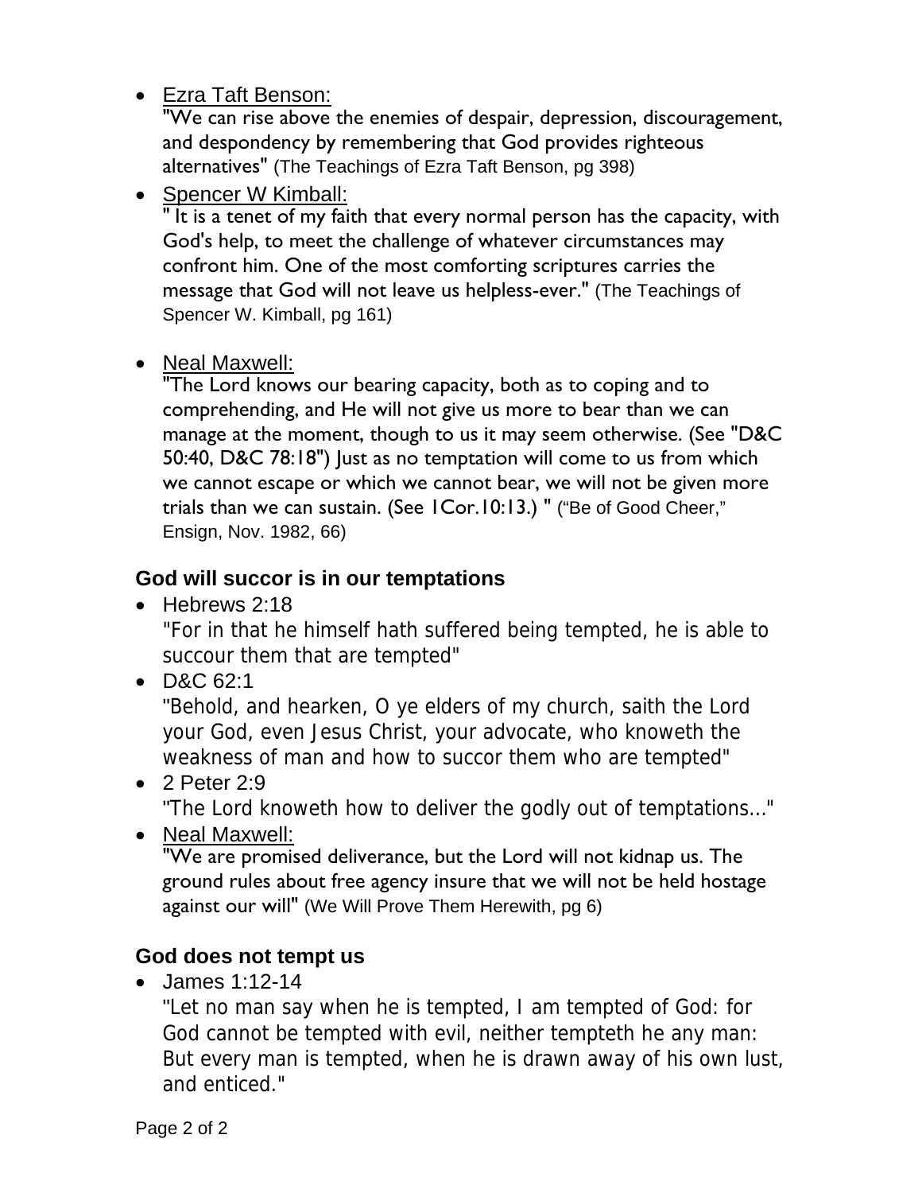- <u>Ezra Taft Benson:</u>
  "We can rise above the enemies of despair, depression, discouragement, and despondency by remembering that God provides righteous alternatives" (The Teachings of Ezra Taft Benson, pg 398)
- <u>Spencer W Kimball:</u>
  " It is a tenet of my faith that every normal person has the capacity, with God's help, to meet the challenge of whatever circumstances may confront him. One of the most comforting scriptures carries the message that God will not leave us helpless-ever." (The Teachings of Spencer W. Kimball, pg 161)
- <u>Neal Maxwell:</u>
  "The Lord knows our bearing capacity, both as to coping and to comprehending, and He will not give us more to bear than we can manage at the moment, though to us it may seem otherwise. (See "D&C 50:40, D&C 78:18") Just as no temptation will come to us from which we cannot escape or which we cannot bear, we will not be given more trials than we can sustain. (See 1Cor.10:13.) " ("Be of Good Cheer," Ensign, Nov. 1982, 66)

### God will succor is in our temptations

- Hebrews 2:18
  "For in that he himself hath suffered being tempted, he is able to succour them that are tempted"
- D&C 62:1
  "Behold, and hearken, O ye elders of my church, saith the Lord your God, even Jesus Christ, your advocate, who knoweth the weakness of man and how to succor them who are tempted"
- 2 Peter 2:9
  "The Lord knoweth how to deliver the godly out of temptations..."
- <u>Neal Maxwell:</u>
  "We are promised deliverance, but the Lord will not kidnap us. The ground rules about free agency insure that we will not be held hostage against our will" (We Will Prove Them Herewith, pg 6)

### God does not tempt us

- James 1:12-14
  "Let no man say when he is tempted, I am tempted of God: for God cannot be tempted with evil, neither tempteth he any man: But every man is tempted, when he is drawn away of his own lust, and enticed."